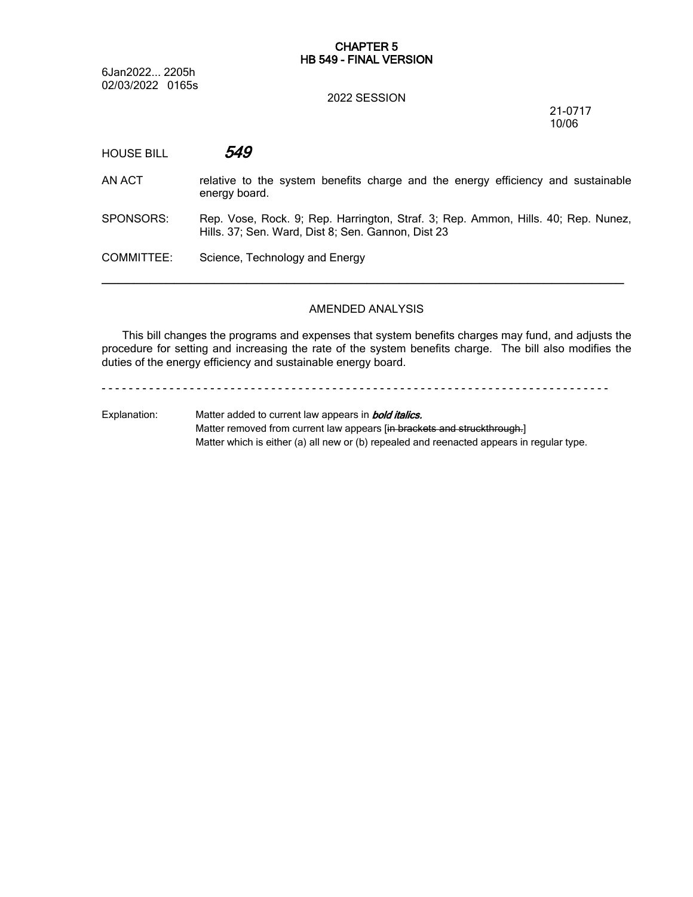**CHAPTER 5**
**HB 549 - FINAL VERSION**

6Jan2022... 2205h
02/03/2022 0165s

2022 SESSION

21-0717
10/06

HOUSE BILL ***549***

AN ACT relative to the system benefits charge and the energy efficiency and sustainable energy board.

SPONSORS: Rep. Vose, Rock. 9; Rep. Harrington, Straf. 3; Rep. Ammon, Hills. 40; Rep. Nunez, Hills. 37; Sen. Ward, Dist 8; Sen. Gannon, Dist 23

COMMITTEE: Science, Technology and Energy

---

AMENDED ANALYSIS

This bill changes the programs and expenses that system benefits charges may fund, and adjusts the procedure for setting and increasing the rate of the system benefits charge. The bill also modifies the duties of the energy efficiency and sustainable energy board.

- - - - - - - - - - - - - - - - - - - - - - - - - - - - - - - - - - - - - - - - - - - - - - - - - - - - - - - - - - - - - - - - - - - - - - - - - - - - -

Explanation: Matter added to current law appears in ***bold italics.***
Matter removed from current law appears [~~in brackets and struckthrough.~~]
Matter which is either (a) all new or (b) repealed and reenacted appears in regular type.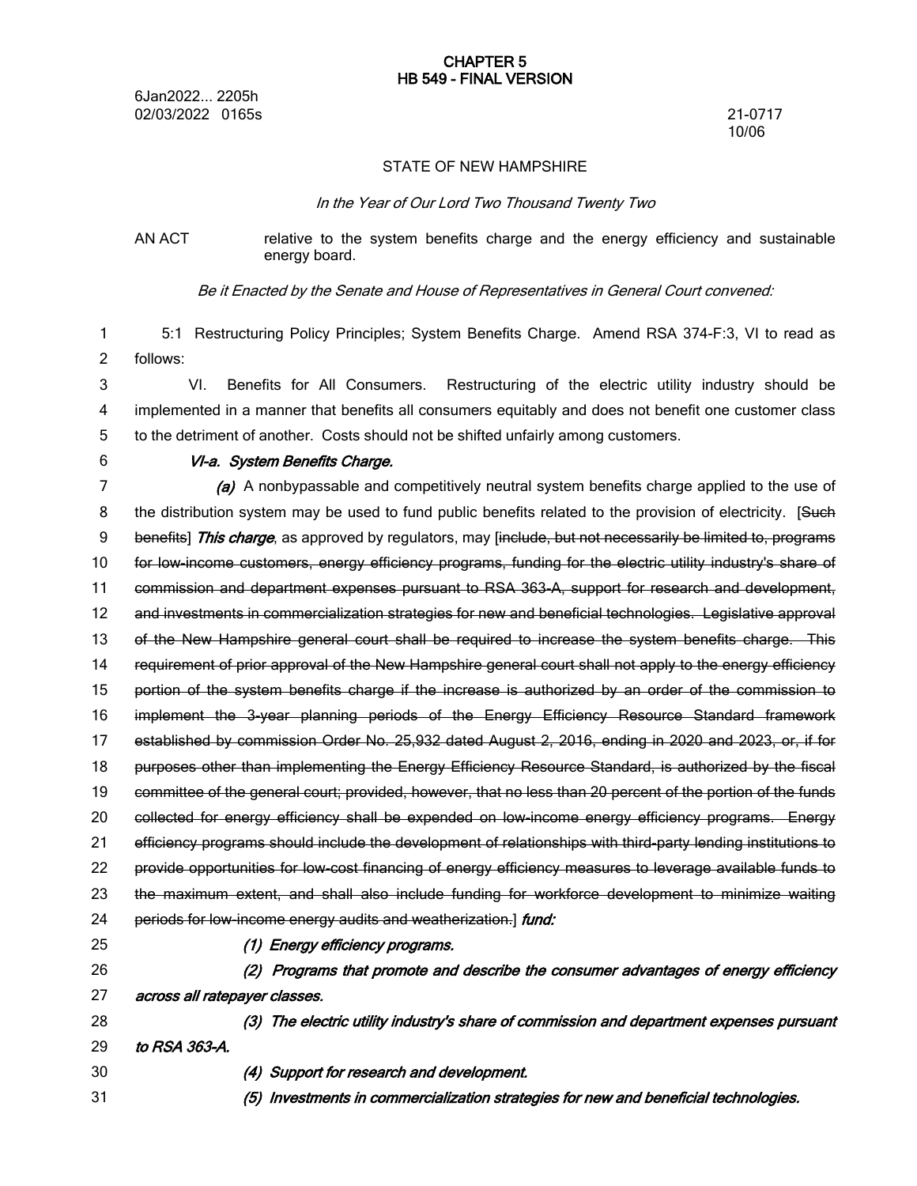**CHAPTER 5**
**HB 549 - FINAL VERSION**

6Jan2022... 2205h
02/03/2022 0165s

21-0717
10/06

STATE OF NEW HAMPSHIRE

*In the Year of Our Lord Two Thousand Twenty Two*

AN ACT relative to the system benefits charge and the energy efficiency and sustainable energy board.

*Be it Enacted by the Senate and House of Representatives in General Court convened:*

5:1 Restructuring Policy Principles; System Benefits Charge. Amend RSA 374-F:3, VI to read as follows:

VI. Benefits for All Consumers. Restructuring of the electric utility industry should be implemented in a manner that benefits all consumers equitably and does not benefit one customer class to the detriment of another. Costs should not be shifted unfairly among customers.

***VI-a. System Benefits Charge.***

***(a)*** A nonbypassable and competitively neutral system benefits charge applied to the use of the distribution system may be used to fund public benefits related to the provision of electricity. [~~Such benefits~~] ***This charge***, as approved by regulators, may [~~include, but not necessarily be limited to, programs for low-income customers, energy efficiency programs, funding for the electric utility industry's share of commission and department expenses pursuant to RSA 363-A, support for research and development, and investments in commercialization strategies for new and beneficial technologies. Legislative approval of the New Hampshire general court shall be required to increase the system benefits charge. This requirement of prior approval of the New Hampshire general court shall not apply to the energy efficiency portion of the system benefits charge if the increase is authorized by an order of the commission to implement the 3-year planning periods of the Energy Efficiency Resource Standard framework established by commission Order No. 25,932 dated August 2, 2016, ending in 2020 and 2023, or, if for purposes other than implementing the Energy Efficiency Resource Standard, is authorized by the fiscal committee of the general court; provided, however, that no less than 20 percent of the portion of the funds collected for energy efficiency shall be expended on low-income energy efficiency programs. Energy efficiency programs should include the development of relationships with third-party lending institutions to provide opportunities for low-cost financing of energy efficiency measures to leverage available funds to the maximum extent, and shall also include funding for workforce development to minimize waiting periods for low-income energy audits and weatherization.~~] ***fund:***

***(1) Energy efficiency programs.***

***(2) Programs that promote and describe the consumer advantages of energy efficiency across all ratepayer classes.***

***(3) The electric utility industry's share of commission and department expenses pursuant to RSA 363-A.***

***(4) Support for research and development.***

***(5) Investments in commercialization strategies for new and beneficial technologies.***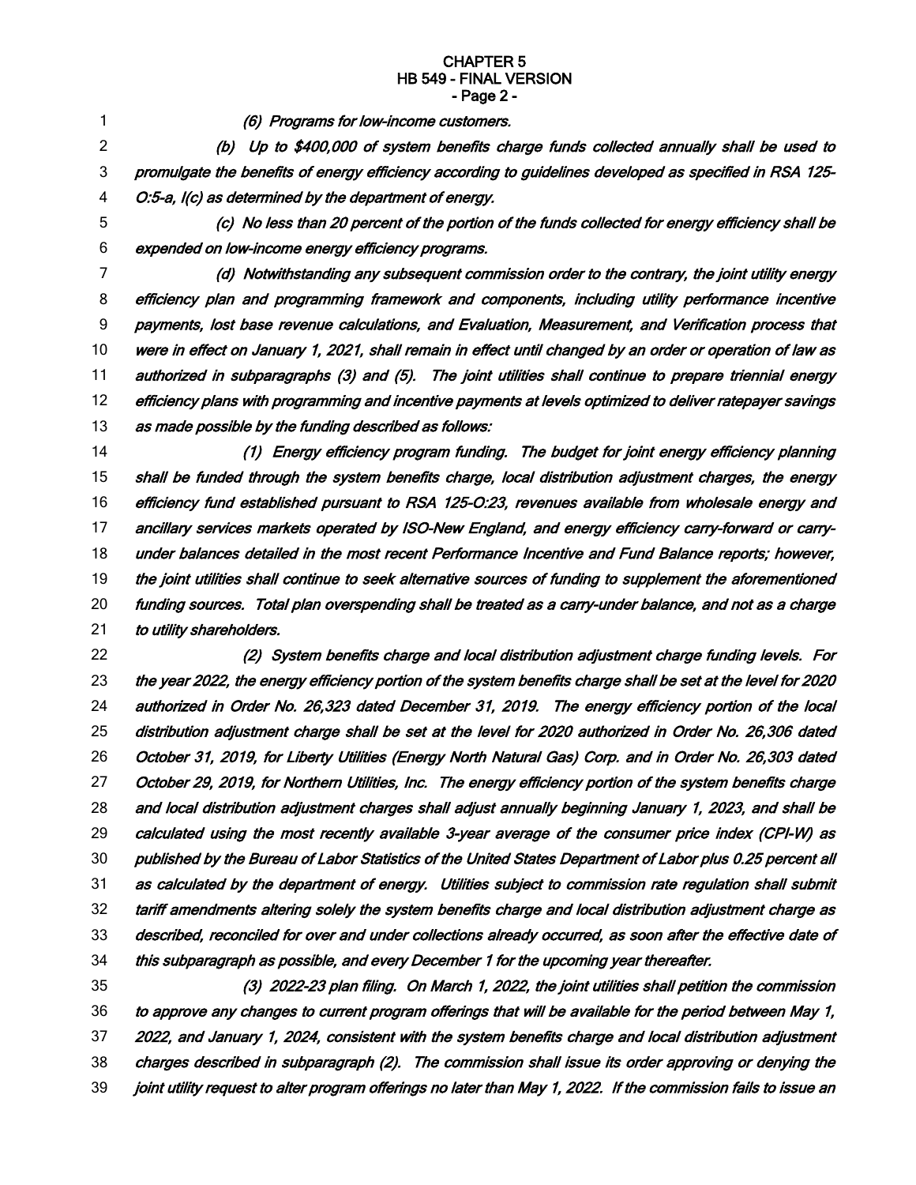*(6) Programs for low-income customers.*

*(b) Up to $400,000 of system benefits charge funds collected annually shall be used to promulgate the benefits of energy efficiency according to guidelines developed as specified in RSA 125-O:5-a, I(c) as determined by the department of energy.*

*(c) No less than 20 percent of the portion of the funds collected for energy efficiency shall be expended on low-income energy efficiency programs.*

*(d) Notwithstanding any subsequent commission order to the contrary, the joint utility energy efficiency plan and programming framework and components, including utility performance incentive payments, lost base revenue calculations, and Evaluation, Measurement, and Verification process that were in effect on January 1, 2021, shall remain in effect until changed by an order or operation of law as authorized in subparagraphs (3) and (5). The joint utilities shall continue to prepare triennial energy efficiency plans with programming and incentive payments at levels optimized to deliver ratepayer savings as made possible by the funding described as follows:*

*(1) Energy efficiency program funding. The budget for joint energy efficiency planning shall be funded through the system benefits charge, local distribution adjustment charges, the energy efficiency fund established pursuant to RSA 125-O:23, revenues available from wholesale energy and ancillary services markets operated by ISO-New England, and energy efficiency carry-forward or carry-under balances detailed in the most recent Performance Incentive and Fund Balance reports; however, the joint utilities shall continue to seek alternative sources of funding to supplement the aforementioned funding sources. Total plan overspending shall be treated as a carry-under balance, and not as a charge to utility shareholders.*

*(2) System benefits charge and local distribution adjustment charge funding levels. For the year 2022, the energy efficiency portion of the system benefits charge shall be set at the level for 2020 authorized in Order No. 26,323 dated December 31, 2019. The energy efficiency portion of the local distribution adjustment charge shall be set at the level for 2020 authorized in Order No. 26,306 dated October 31, 2019, for Liberty Utilities (Energy North Natural Gas) Corp. and in Order No. 26,303 dated October 29, 2019, for Northern Utilities, Inc. The energy efficiency portion of the system benefits charge and local distribution adjustment charges shall adjust annually beginning January 1, 2023, and shall be calculated using the most recently available 3-year average of the consumer price index (CPI-W) as published by the Bureau of Labor Statistics of the United States Department of Labor plus 0.25 percent all as calculated by the department of energy. Utilities subject to commission rate regulation shall submit tariff amendments altering solely the system benefits charge and local distribution adjustment charge as described, reconciled for over and under collections already occurred, as soon after the effective date of this subparagraph as possible, and every December 1 for the upcoming year thereafter.*

*(3) 2022-23 plan filing. On March 1, 2022, the joint utilities shall petition the commission to approve any changes to current program offerings that will be available for the period between May 1, 2022, and January 1, 2024, consistent with the system benefits charge and local distribution adjustment charges described in subparagraph (2). The commission shall issue its order approving or denying the joint utility request to alter program offerings no later than May 1, 2022. If the commission fails to issue an*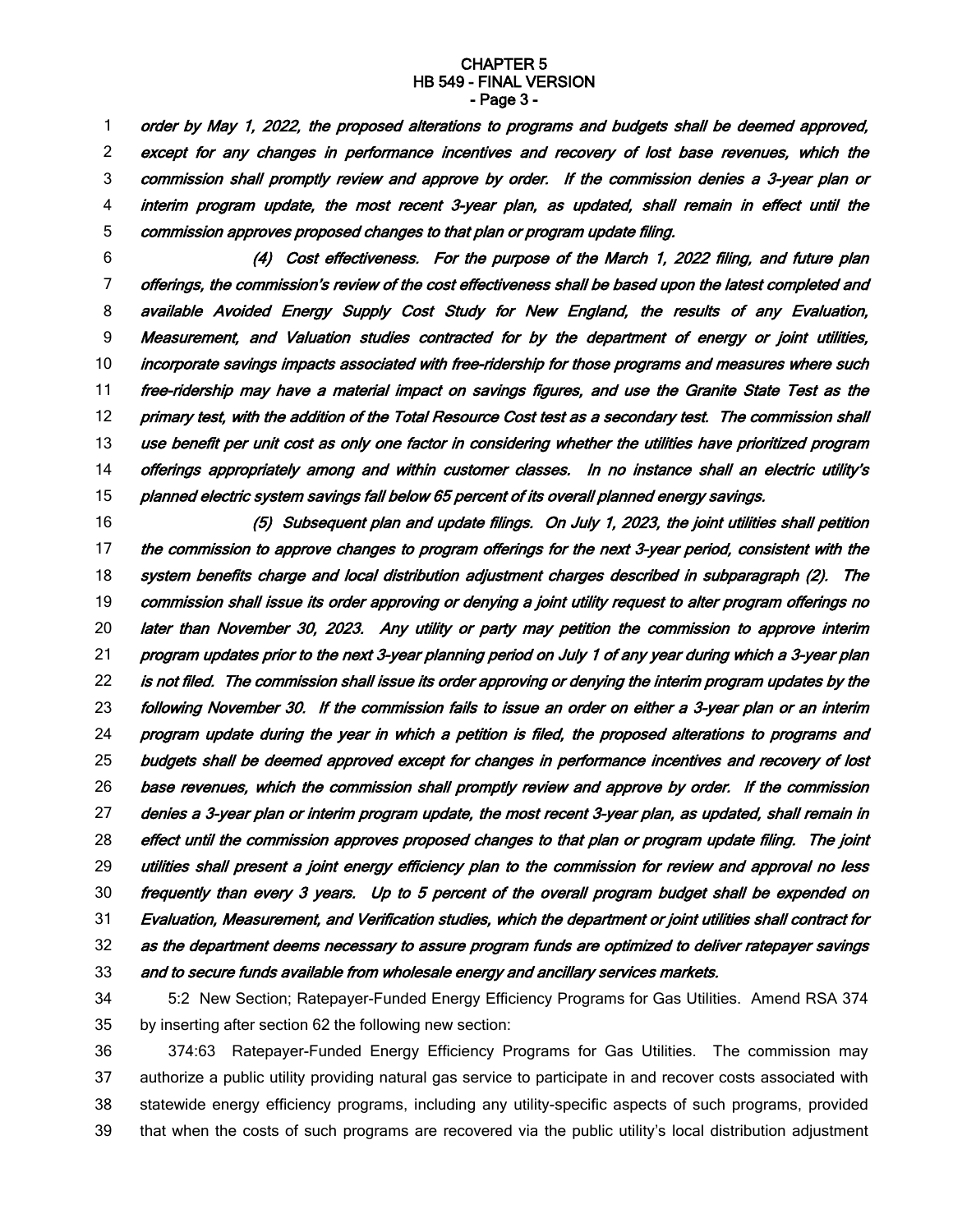*order by May 1, 2022, the proposed alterations to programs and budgets shall be deemed approved, except for any changes in performance incentives and recovery of lost base revenues, which the commission shall promptly review and approve by order. If the commission denies a 3-year plan or interim program update, the most recent 3-year plan, as updated, shall remain in effect until the commission approves proposed changes to that plan or program update filing.*

*(4) Cost effectiveness. For the purpose of the March 1, 2022 filing, and future plan offerings, the commission's review of the cost effectiveness shall be based upon the latest completed and available Avoided Energy Supply Cost Study for New England, the results of any Evaluation, Measurement, and Valuation studies contracted for by the department of energy or joint utilities, incorporate savings impacts associated with free-ridership for those programs and measures where such free-ridership may have a material impact on savings figures, and use the Granite State Test as the primary test, with the addition of the Total Resource Cost test as a secondary test. The commission shall use benefit per unit cost as only one factor in considering whether the utilities have prioritized program offerings appropriately among and within customer classes. In no instance shall an electric utility's planned electric system savings fall below 65 percent of its overall planned energy savings.*

*(5) Subsequent plan and update filings. On July 1, 2023, the joint utilities shall petition the commission to approve changes to program offerings for the next 3-year period, consistent with the system benefits charge and local distribution adjustment charges described in subparagraph (2). The commission shall issue its order approving or denying a joint utility request to alter program offerings no later than November 30, 2023. Any utility or party may petition the commission to approve interim program updates prior to the next 3-year planning period on July 1 of any year during which a 3-year plan is not filed. The commission shall issue its order approving or denying the interim program updates by the following November 30. If the commission fails to issue an order on either a 3-year plan or an interim program update during the year in which a petition is filed, the proposed alterations to programs and budgets shall be deemed approved except for changes in performance incentives and recovery of lost base revenues, which the commission shall promptly review and approve by order. If the commission denies a 3-year plan or interim program update, the most recent 3-year plan, as updated, shall remain in effect until the commission approves proposed changes to that plan or program update filing. The joint utilities shall present a joint energy efficiency plan to the commission for review and approval no less frequently than every 3 years. Up to 5 percent of the overall program budget shall be expended on Evaluation, Measurement, and Verification studies, which the department or joint utilities shall contract for as the department deems necessary to assure program funds are optimized to deliver ratepayer savings and to secure funds available from wholesale energy and ancillary services markets.*

5:2 New Section; Ratepayer-Funded Energy Efficiency Programs for Gas Utilities. Amend RSA 374 by inserting after section 62 the following new section:

374:63 Ratepayer-Funded Energy Efficiency Programs for Gas Utilities. The commission may authorize a public utility providing natural gas service to participate in and recover costs associated with statewide energy efficiency programs, including any utility-specific aspects of such programs, provided that when the costs of such programs are recovered via the public utility's local distribution adjustment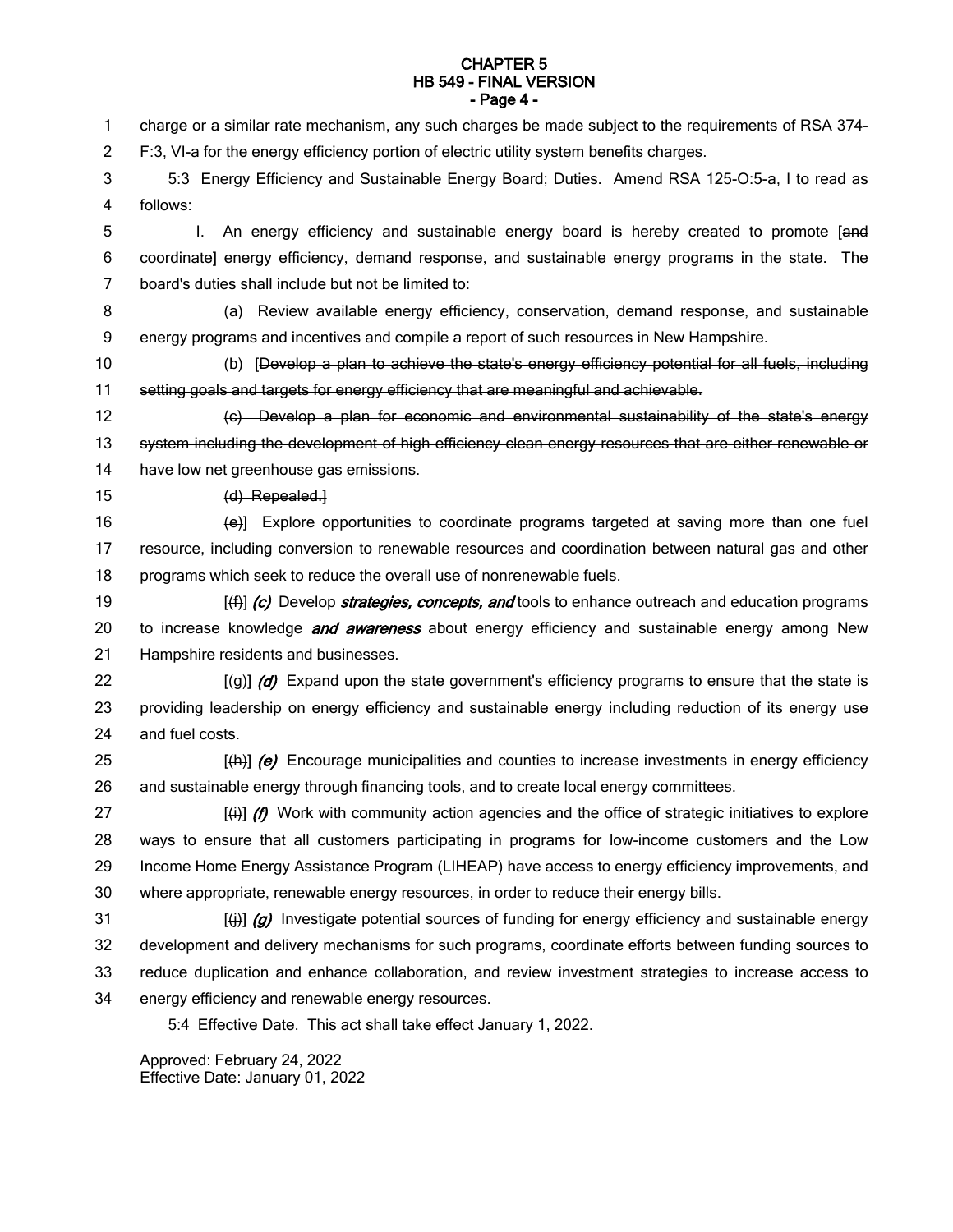charge or a similar rate mechanism, any such charges be made subject to the requirements of RSA 374-F:3, VI-a for the energy efficiency portion of electric utility system benefits charges.

5:3 Energy Efficiency and Sustainable Energy Board; Duties. Amend RSA 125-O:5-a, I to read as follows:

I. An energy efficiency and sustainable energy board is hereby created to promote [~~and coordinate~~] energy efficiency, demand response, and sustainable energy programs in the state. The board's duties shall include but not be limited to:

(a) Review available energy efficiency, conservation, demand response, and sustainable energy programs and incentives and compile a report of such resources in New Hampshire.

(b) [~~Develop a plan to achieve the state's energy efficiency potential for all fuels, including setting goals and targets for energy efficiency that are meaningful and achievable.~~

~~(c) Develop a plan for economic and environmental sustainability of the state's energy system including the development of high efficiency clean energy resources that are either renewable or have low net greenhouse gas emissions.~~

~~(d) Repealed.~~]

~~(e)~~] Explore opportunities to coordinate programs targeted at saving more than one fuel resource, including conversion to renewable resources and coordination between natural gas and other programs which seek to reduce the overall use of nonrenewable fuels.

[~~(f)~~] ***(c)*** Develop ***strategies, concepts, and*** tools to enhance outreach and education programs to increase knowledge ***and awareness*** about energy efficiency and sustainable energy among New Hampshire residents and businesses.

[~~(g)~~] ***(d)*** Expand upon the state government's efficiency programs to ensure that the state is providing leadership on energy efficiency and sustainable energy including reduction of its energy use and fuel costs.

[~~(h)~~] ***(e)*** Encourage municipalities and counties to increase investments in energy efficiency and sustainable energy through financing tools, and to create local energy committees.

[~~(i)~~] ***(f)*** Work with community action agencies and the office of strategic initiatives to explore ways to ensure that all customers participating in programs for low-income customers and the Low Income Home Energy Assistance Program (LIHEAP) have access to energy efficiency improvements, and where appropriate, renewable energy resources, in order to reduce their energy bills.

[~~(j)~~] ***(g)*** Investigate potential sources of funding for energy efficiency and sustainable energy development and delivery mechanisms for such programs, coordinate efforts between funding sources to reduce duplication and enhance collaboration, and review investment strategies to increase access to energy efficiency and renewable energy resources.

5:4 Effective Date. This act shall take effect January 1, 2022.

Approved: February 24, 2022
Effective Date: January 01, 2022